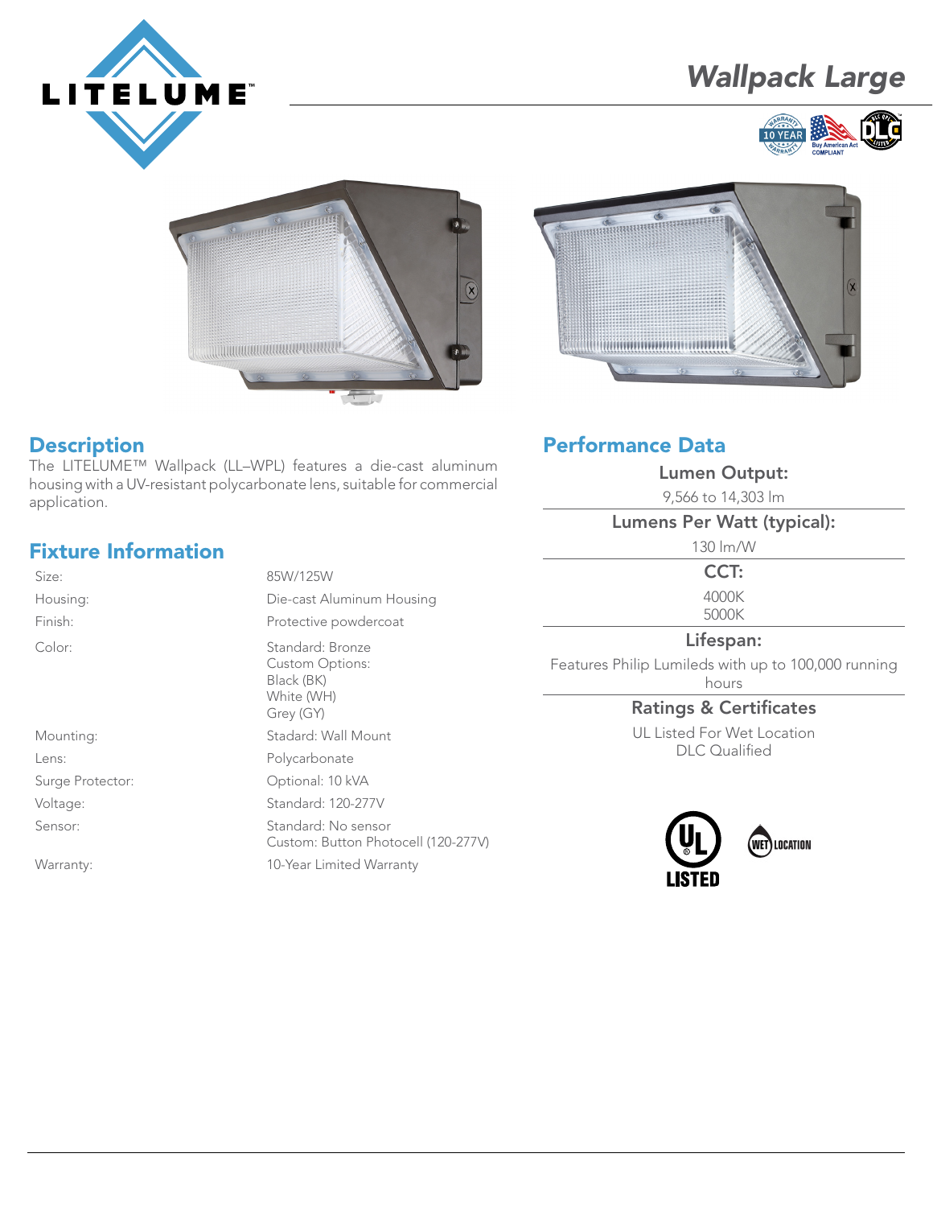# Wallpack Large

## Description

The LITELUME™ Wallpack (LL–WPL) features a die-cast aluminum housing with a UV-resistant polycarbonate lens, suitable for commercial application.

## Fixture Information

| | |
|---|---|
| Size: | 85W/125W |
| Housing: | Die-cast Aluminum Housing |
| Finish: | Protective powdercoat |
| Color: | Standard: Bronze<br>Custom Options:<br>Black (BK)<br>White (WH)<br>Grey (GY) |
| Mounting: | Stadard: Wall Mount |
| Lens: | Polycarbonate |
| Surge Protector: | Optional: 10 kVA |
| Voltage: | Standard: 120-277V |
| Sensor: | Standard: No sensor<br>Custom: Button Photocell (120-277V) |
| Warranty: | 10-Year Limited Warranty |

## Performance Data

**Lumen Output:**

9,566 to 14,303 lm

**Lumens Per Watt (typical):**

130 lm/W

**CCT:**

4000K
5000K

**Lifespan:**

Features Philip Lumileds with up to 100,000 running hours

**Ratings & Certificates**

UL Listed For Wet Location
DLC Qualified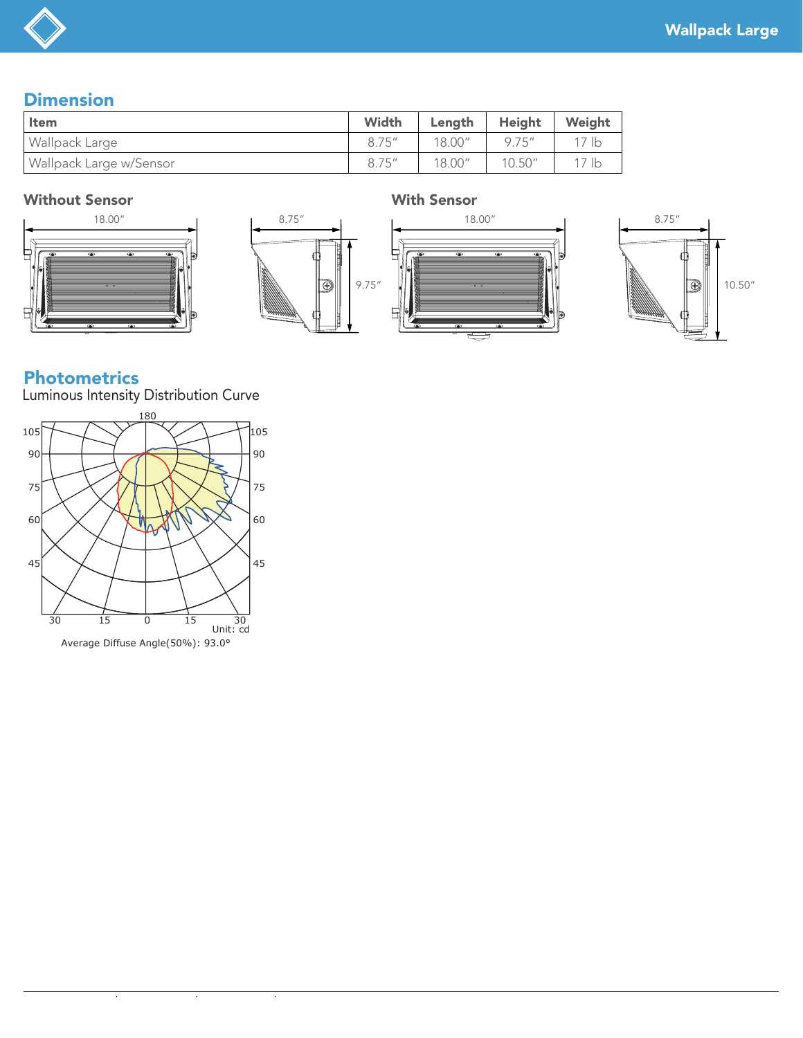## Dimension

| Item | Width | Length | Height | Weight |
|---|---|---|---|---|
| Wallpack Large | 8.75″ | 18.00″ | 9.75″ | 17 lb |
| Wallpack Large w/Sensor | 8.75″ | 18.00″ | 10.50″ | 17 lb |

### Without Sensor

### With Sensor

## Photometrics

Luminous Intensity Distribution Curve

Unit: cd

Average Diffuse Angle(50%): 93.0°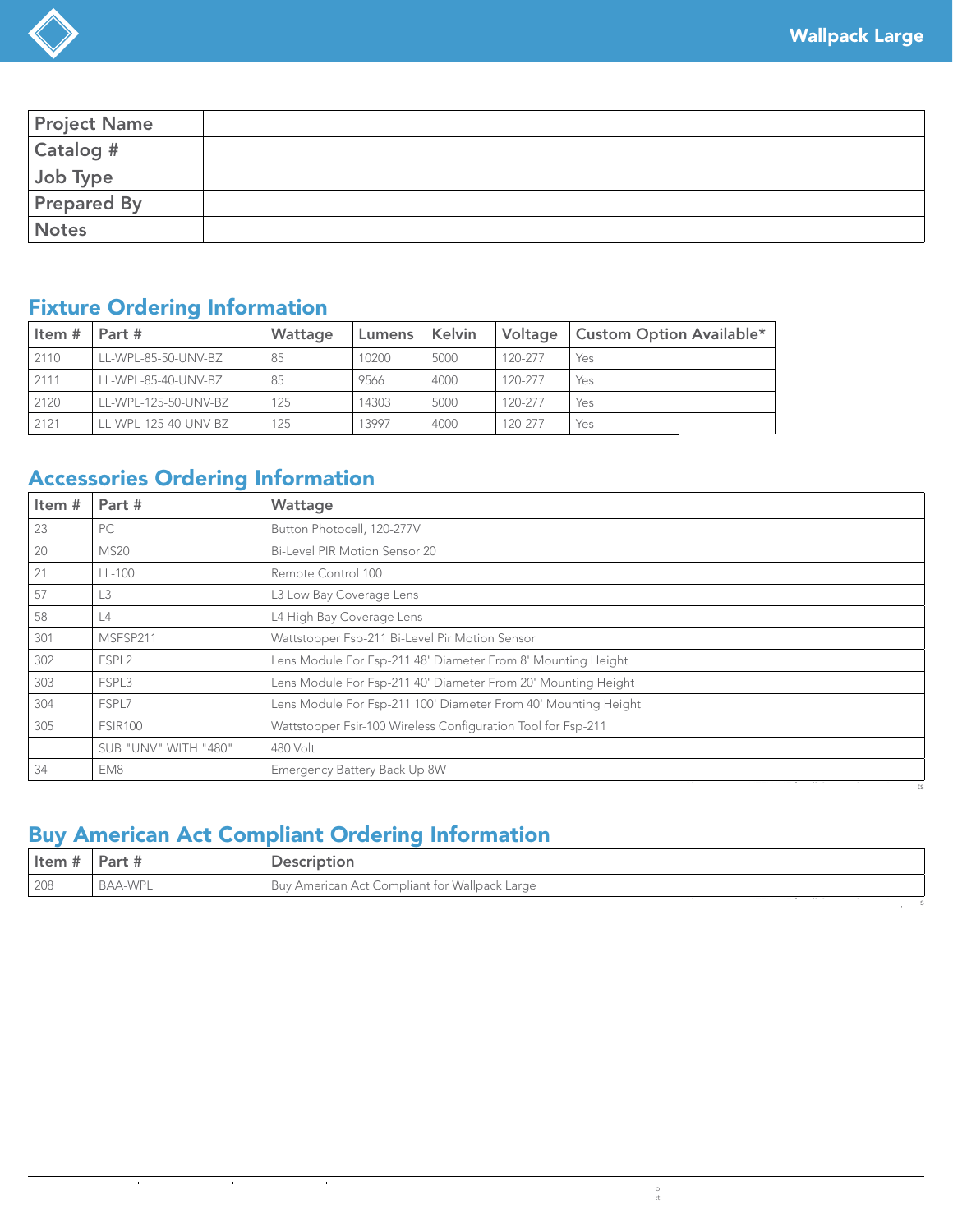| Project Name | |
|---|---|
| Catalog # | |
| Job Type | |
| Prepared By | |
| Notes | |

## Fixture Ordering Information

| Item # | Part # | Wattage | Lumens | Kelvin | Voltage | Custom Option Available* |
|---|---|---|---|---|---|---|
| 2110 | LL-WPL-85-50-UNV-BZ | 85 | 10200 | 5000 | 120-277 | Yes |
| 2111 | LL-WPL-85-40-UNV-BZ | 85 | 9566 | 4000 | 120-277 | Yes |
| 2120 | LL-WPL-125-50-UNV-BZ | 125 | 14303 | 5000 | 120-277 | Yes |
| 2121 | LL-WPL-125-40-UNV-BZ | 125 | 13997 | 4000 | 120-277 | Yes |

## Accessories Ordering Information

| Item # | Part # | Wattage |
|---|---|---|
| 23 | PC | Button Photocell, 120-277V |
| 20 | MS20 | Bi-Level PIR Motion Sensor 20 |
| 21 | LL-100 | Remote Control 100 |
| 57 | L3 | L3 Low Bay Coverage Lens |
| 58 | L4 | L4 High Bay Coverage Lens |
| 301 | MSFSP211 | Wattstopper Fsp-211 Bi-Level Pir Motion Sensor |
| 302 | FSPL2 | Lens Module For Fsp-211 48' Diameter From 8' Mounting Height |
| 303 | FSPL3 | Lens Module For Fsp-211 40' Diameter From 20' Mounting Height |
| 304 | FSPL7 | Lens Module For Fsp-211 100' Diameter From 40' Mounting Height |
| 305 | FSIR100 | Wattstopper Fsir-100 Wireless Configuration Tool for Fsp-211 |
| | SUB "UNV" WITH "480" | 480 Volt |
| 34 | EM8 | Emergency Battery Back Up 8W |

## Buy American Act Compliant Ordering Information

| Item # | Part # | Description |
|---|---|---|
| 208 | BAA-WPL | Buy American Act Compliant for Wallpack Large |